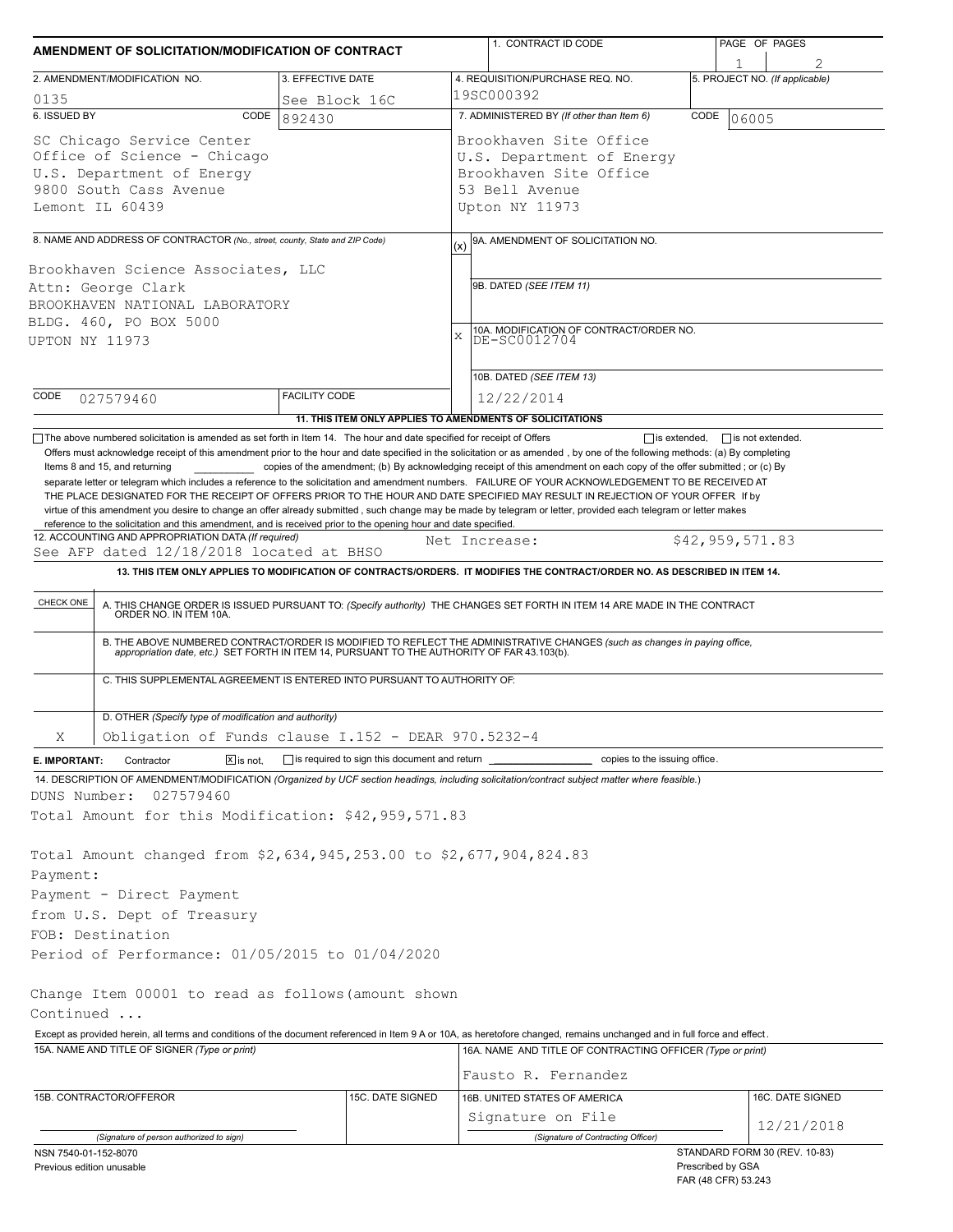# AMENDMENT OF SOLICITATION/MODIFICATION OF CONTRACT

| 1. CONTRACT ID CODE | PAGE OF PAGES |
|---|---|
| | 1 / 2 |

| 2. AMENDMENT/MODIFICATION NO. | 3. EFFECTIVE DATE | 4. REQUISITION/PURCHASE REQ. NO. | 5. PROJECT NO. (If applicable) |
|---|---|---|---|
| 0135 | See Block 16C | 19SC000392 | |

**6. ISSUED BY** CODE 892430

SC Chicago Service Center
Office of Science - Chicago
U.S. Department of Energy
9800 South Cass Avenue
Lemont IL 60439

**7. ADMINISTERED BY** (If other than Item 6) CODE 06005

Brookhaven Site Office
U.S. Department of Energy
Brookhaven Site Office
53 Bell Avenue
Upton NY 11973

**8. NAME AND ADDRESS OF CONTRACTOR** (No., street, county, State and ZIP Code)

Brookhaven Science Associates, LLC
Attn: George Clark
BROOKHAVEN NATIONAL LABORATORY
BLDG. 460, PO BOX 5000
UPTON NY 11973

CODE 027579460 | FACILITY CODE

(x) 9A. AMENDMENT OF SOLICITATION NO.

9B. DATED (SEE ITEM 11)

X 10A. MODIFICATION OF CONTRACT/ORDER NO. DE-SC0012704

10B. DATED (SEE ITEM 13) 12/22/2014

**11. THIS ITEM ONLY APPLIES TO AMENDMENTS OF SOLICITATIONS**

☐ The above numbered solicitation is amended as set forth in Item 14. The hour and date specified for receipt of Offers ☐ is extended, ☐ is not extended.

Offers must acknowledge receipt of this amendment prior to the hour and date specified in the solicitation or as amended , by one of the following methods: (a) By completing Items 8 and 15, and returning __________ copies of the amendment; (b) By acknowledging receipt of this amendment on each copy of the offer submitted ; or (c) By separate letter or telegram which includes a reference to the solicitation and amendment numbers. FAILURE OF YOUR ACKNOWLEDGEMENT TO BE RECEIVED AT THE PLACE DESIGNATED FOR THE RECEIPT OF OFFERS PRIOR TO THE HOUR AND DATE SPECIFIED MAY RESULT IN REJECTION OF YOUR OFFER If by virtue of this amendment you desire to change an offer already submitted , such change may be made by telegram or letter, provided each telegram or letter makes reference to the solicitation and this amendment, and is received prior to the opening hour and date specified.

**12. ACCOUNTING AND APPROPRIATION DATA** (If required)
See AFP dated 12/18/2018 located at BHSO — Net Increase: $42,959,571.83

**13. THIS ITEM ONLY APPLIES TO MODIFICATION OF CONTRACTS/ORDERS. IT MODIFIES THE CONTRACT/ORDER NO. AS DESCRIBED IN ITEM 14.**

| CHECK ONE | |
|---|---|
| | A. THIS CHANGE ORDER IS ISSUED PURSUANT TO: (Specify authority) THE CHANGES SET FORTH IN ITEM 14 ARE MADE IN THE CONTRACT ORDER NO. IN ITEM 10A. |
| | B. THE ABOVE NUMBERED CONTRACT/ORDER IS MODIFIED TO REFLECT THE ADMINISTRATIVE CHANGES (such as changes in paying office, appropriation date, etc.) SET FORTH IN ITEM 14, PURSUANT TO THE AUTHORITY OF FAR 43.103(b). |
| | C. THIS SUPPLEMENTAL AGREEMENT IS ENTERED INTO PURSUANT TO AUTHORITY OF: |
| X | D. OTHER (Specify type of modification and authority) Obligation of Funds clause I.152 - DEAR 970.5232-4 |

**E. IMPORTANT:** Contractor ☒ is not, ☐ is required to sign this document and return __________ copies to the issuing office.

**14. DESCRIPTION OF AMENDMENT/MODIFICATION** (Organized by UCF section headings, including solicitation/contract subject matter where feasible.)

DUNS Number: 027579460
Total Amount for this Modification: $42,959,571.83

Total Amount changed from $2,634,945,253.00 to $2,677,904,824.83
Payment:
Payment - Direct Payment
from U.S. Dept of Treasury
FOB: Destination
Period of Performance: 01/05/2015 to 01/04/2020

Change Item 00001 to read as follows(amount shown
Continued ...

Except as provided herein, all terms and conditions of the document referenced in Item 9 A or 10A, as heretofore changed, remains unchanged and in full force and effect.

| 15A. NAME AND TITLE OF SIGNER (Type or print) | | 16A. NAME AND TITLE OF CONTRACTING OFFICER (Type or print) | |
|---|---|---|---|
| | | Fausto R. Fernandez | |
| 15B. CONTRACTOR/OFFEROR | 15C. DATE SIGNED | 16B. UNITED STATES OF AMERICA | 16C. DATE SIGNED |
| (Signature of person authorized to sign) | | Signature on File (Signature of Contracting Officer) | 12/21/2018 |

NSN 7540-01-152-8070
Previous edition unusable

STANDARD FORM 30 (REV. 10-83)
Prescribed by GSA
FAR (48 CFR) 53.243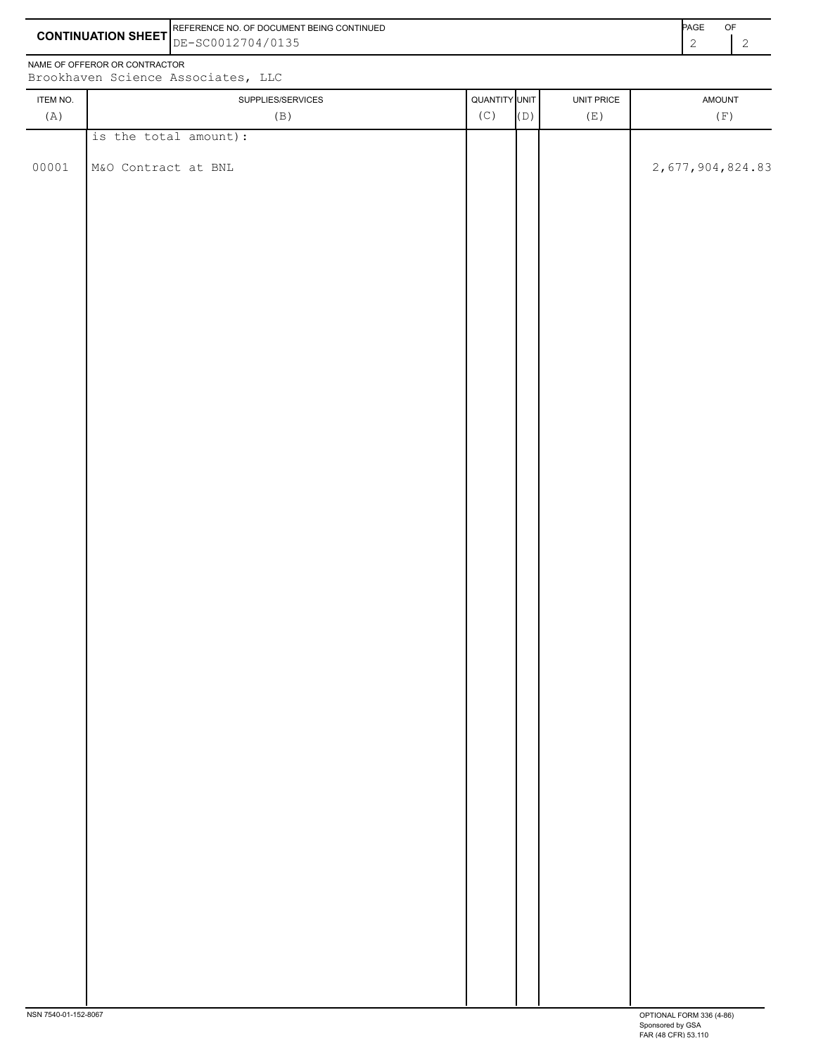**CONTINUATION SHEET**

REFERENCE NO. OF DOCUMENT BEING CONTINUED: DE-SC0012704/0135

NAME OF OFFEROR OR CONTRACTOR: Brookhaven Science Associates, LLC

| ITEM NO. (A) | SUPPLIES/SERVICES (B) | QUANTITY (C) | UNIT (D) | UNIT PRICE (E) | AMOUNT (F) |
|---|---|---|---|---|---|
| | is the total amount): | | | | |
| 00001 | M&O Contract at BNL | | | | 2,677,904,824.83 |

NSN 7540-01-152-8067

OPTIONAL FORM 336 (4-86)
Sponsored by GSA
FAR (48 CFR) 53.110